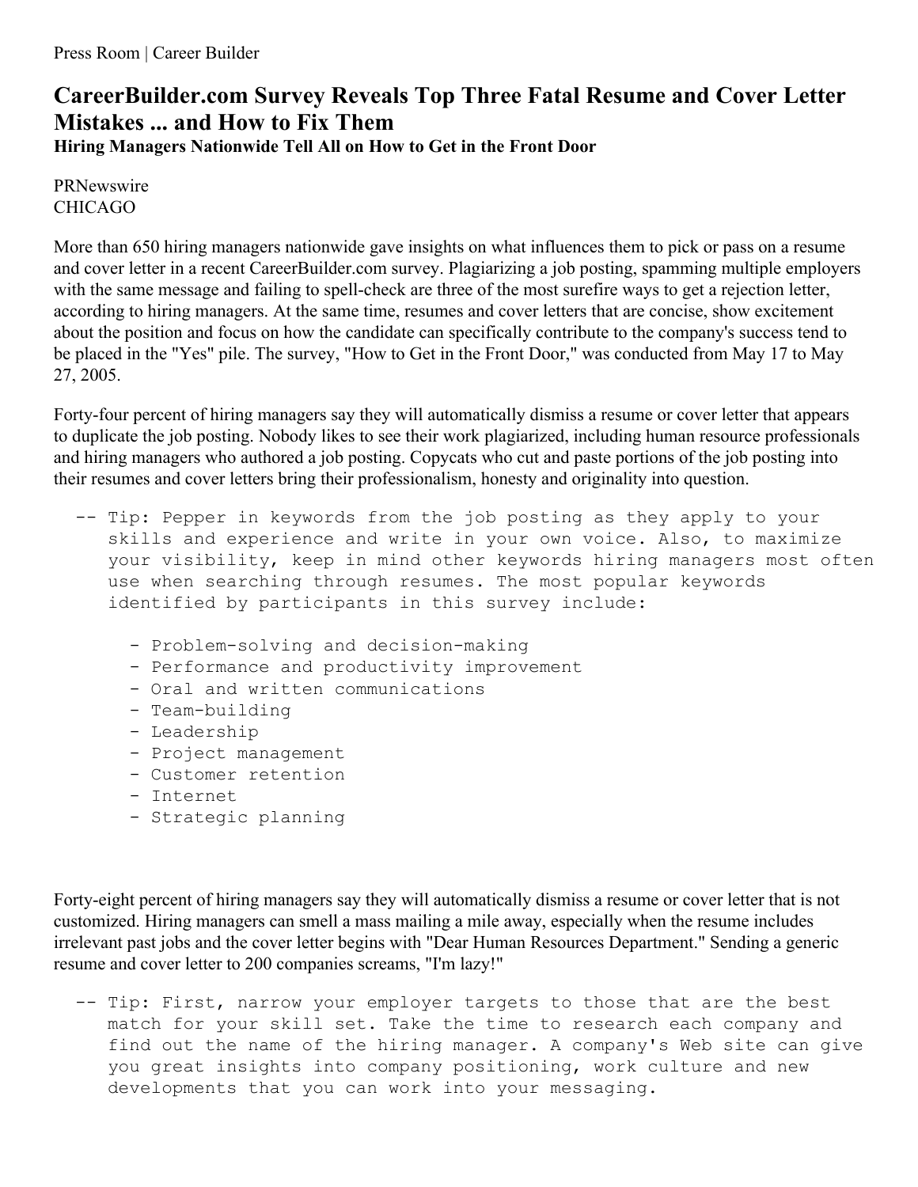Press Room | Career Builder

# CareerBuilder.com Survey Reveals Top Three Fatal Resume and Cover Letter Mistakes ... and How to Fix Them

**Hiring Managers Nationwide Tell All on How to Get in the Front Door**

PRNewswire
CHICAGO

More than 650 hiring managers nationwide gave insights on what influences them to pick or pass on a resume and cover letter in a recent CareerBuilder.com survey. Plagiarizing a job posting, spamming multiple employers with the same message and failing to spell-check are three of the most surefire ways to get a rejection letter, according to hiring managers. At the same time, resumes and cover letters that are concise, show excitement about the position and focus on how the candidate can specifically contribute to the company's success tend to be placed in the "Yes" pile. The survey, "How to Get in the Front Door," was conducted from May 17 to May 27, 2005.

Forty-four percent of hiring managers say they will automatically dismiss a resume or cover letter that appears to duplicate the job posting. Nobody likes to see their work plagiarized, including human resource professionals and hiring managers who authored a job posting. Copycats who cut and paste portions of the job posting into their resumes and cover letters bring their professionalism, honesty and originality into question.

```
-- Tip: Pepper in keywords from the job posting as they apply to your
   skills and experience and write in your own voice. Also, to maximize
   your visibility, keep in mind other keywords hiring managers most often
   use when searching through resumes. The most popular keywords
   identified by participants in this survey include:

     - Problem-solving and decision-making
     - Performance and productivity improvement
     - Oral and written communications
     - Team-building
     - Leadership
     - Project management
     - Customer retention
     - Internet
     - Strategic planning
```

Forty-eight percent of hiring managers say they will automatically dismiss a resume or cover letter that is not customized. Hiring managers can smell a mass mailing a mile away, especially when the resume includes irrelevant past jobs and the cover letter begins with "Dear Human Resources Department." Sending a generic resume and cover letter to 200 companies screams, "I'm lazy!"

```
-- Tip: First, narrow your employer targets to those that are the best
   match for your skill set. Take the time to research each company and
   find out the name of the hiring manager. A company's Web site can give
   you great insights into company positioning, work culture and new
   developments that you can work into your messaging.
```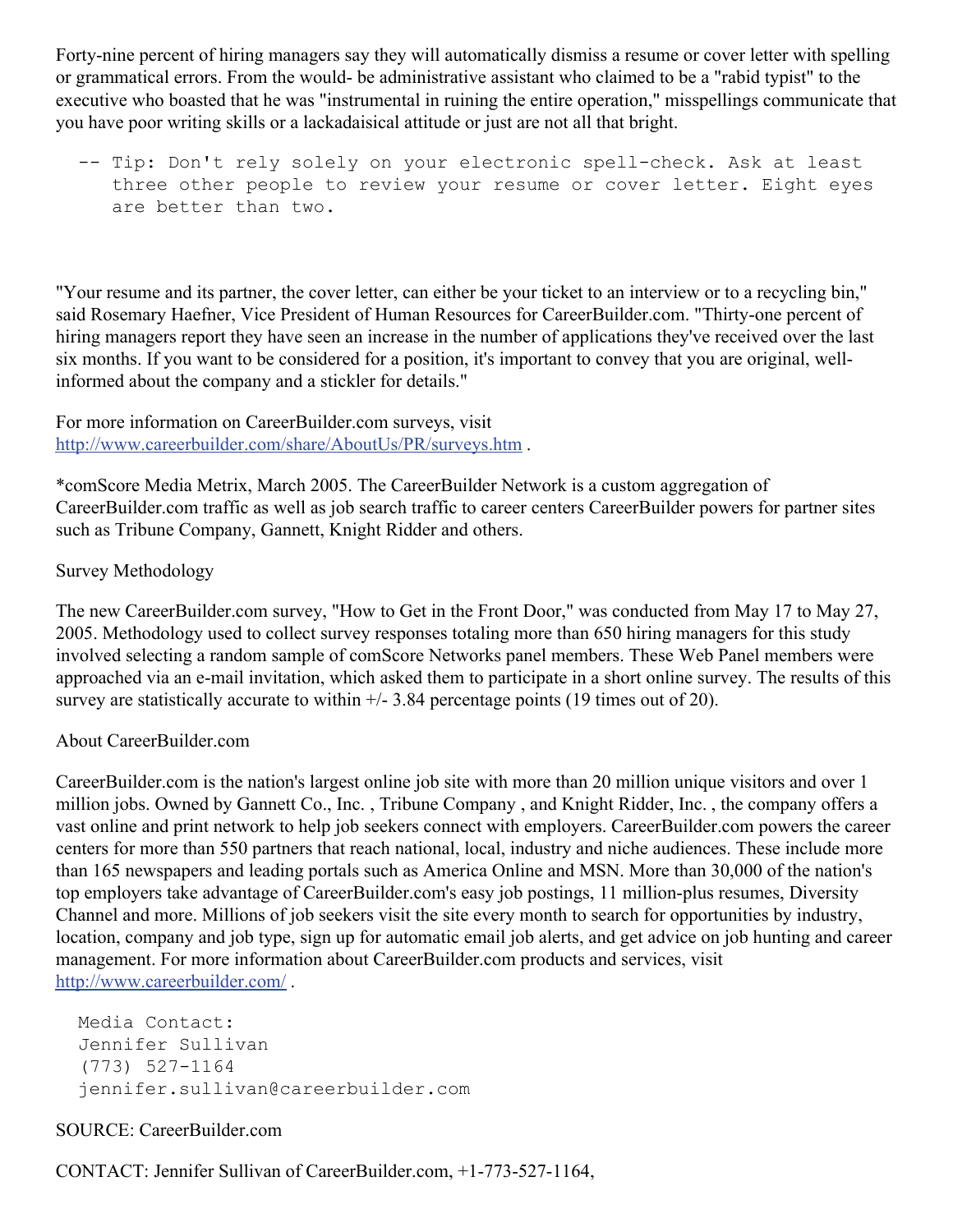Forty-nine percent of hiring managers say they will automatically dismiss a resume or cover letter with spelling or grammatical errors. From the would- be administrative assistant who claimed to be a "rabid typist" to the executive who boasted that he was "instrumental in ruining the entire operation," misspellings communicate that you have poor writing skills or a lackadaisical attitude or just are not all that bright.

```
-- Tip: Don't rely solely on your electronic spell-check. Ask at least
   three other people to review your resume or cover letter. Eight eyes
   are better than two.
```

"Your resume and its partner, the cover letter, can either be your ticket to an interview or to a recycling bin," said Rosemary Haefner, Vice President of Human Resources for CareerBuilder.com. "Thirty-one percent of hiring managers report they have seen an increase in the number of applications they've received over the last six months. If you want to be considered for a position, it's important to convey that you are original, well-informed about the company and a stickler for details."

For more information on CareerBuilder.com surveys, visit http://www.careerbuilder.com/share/AboutUs/PR/surveys.htm .

*comScore Media Metrix, March 2005. The CareerBuilder Network is a custom aggregation of CareerBuilder.com traffic as well as job search traffic to career centers CareerBuilder powers for partner sites such as Tribune Company, Gannett, Knight Ridder and others.

Survey Methodology

The new CareerBuilder.com survey, "How to Get in the Front Door," was conducted from May 17 to May 27, 2005. Methodology used to collect survey responses totaling more than 650 hiring managers for this study involved selecting a random sample of comScore Networks panel members. These Web Panel members were approached via an e-mail invitation, which asked them to participate in a short online survey. The results of this survey are statistically accurate to within +/- 3.84 percentage points (19 times out of 20).

About CareerBuilder.com

CareerBuilder.com is the nation's largest online job site with more than 20 million unique visitors and over 1 million jobs. Owned by Gannett Co., Inc. , Tribune Company , and Knight Ridder, Inc. , the company offers a vast online and print network to help job seekers connect with employers. CareerBuilder.com powers the career centers for more than 550 partners that reach national, local, industry and niche audiences. These include more than 165 newspapers and leading portals such as America Online and MSN. More than 30,000 of the nation's top employers take advantage of CareerBuilder.com's easy job postings, 11 million-plus resumes, Diversity Channel and more. Millions of job seekers visit the site every month to search for opportunities by industry, location, company and job type, sign up for automatic email job alerts, and get advice on job hunting and career management. For more information about CareerBuilder.com products and services, visit http://www.careerbuilder.com/ .

```
Media Contact:
Jennifer Sullivan
(773) 527-1164
jennifer.sullivan@careerbuilder.com
```

SOURCE: CareerBuilder.com

CONTACT: Jennifer Sullivan of CareerBuilder.com, +1-773-527-1164,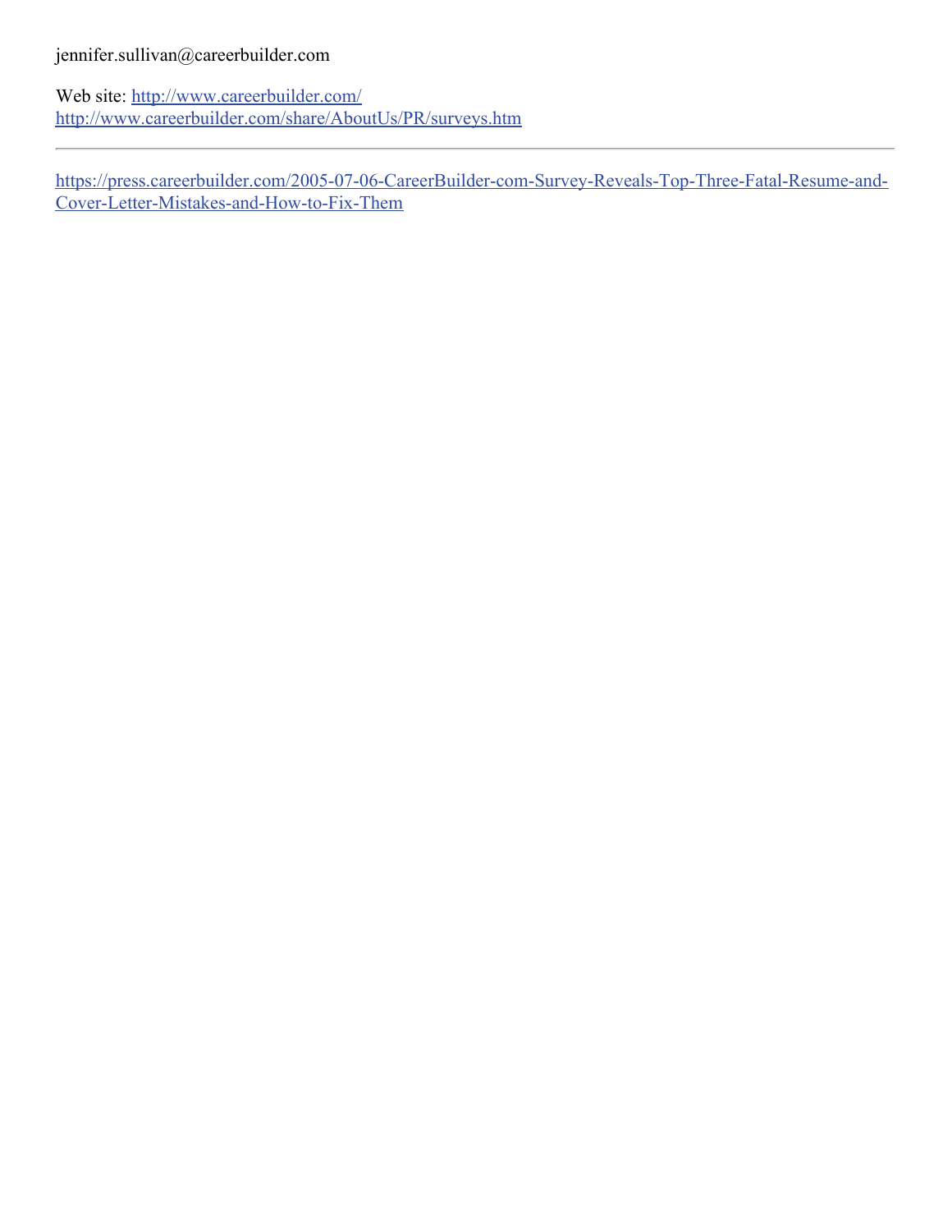jennifer.sullivan@careerbuilder.com

Web site: [http://www.careerbuilder.com/](http://www.careerbuilder.com/)
[http://www.careerbuilder.com/share/AboutUs/PR/surveys.htm](http://www.careerbuilder.com/share/AboutUs/PR/surveys.htm)

---

[https://press.careerbuilder.com/2005-07-06-CareerBuilder-com-Survey-Reveals-Top-Three-Fatal-Resume-and-Cover-Letter-Mistakes-and-How-to-Fix-Them](https://press.careerbuilder.com/2005-07-06-CareerBuilder-com-Survey-Reveals-Top-Three-Fatal-Resume-and-Cover-Letter-Mistakes-and-How-to-Fix-Them)